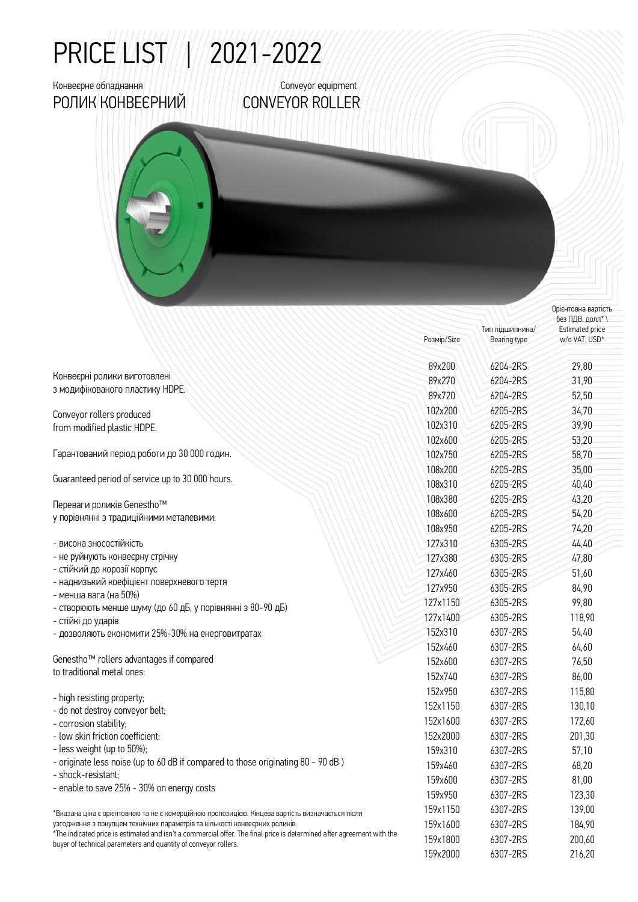# PRICE LIST | 2021-2022

Конвеєрне обладнання

## РОЛИК КОНВЕЄРНИЙ

Conveyor equipment

## CONVEYOR ROLLER

Конвеєрні ролики виготовлені з модифікованого пластику HDPE.

Conveyor rollers produced from modified plastic HDPE.

Гарантований період роботи до 30 000 годин.

Guaranteed period of service up to 30 000 hours.

Переваги роликів Genestho™ у порівнянні з традиційними металевими:

- висока зносостійкість
- не руйнують конвеєрну стрічку
- стійкий до корозії корпус
- наднизький коефіцієнт поверхневого тертя
- менша вага (на 50%)
- створюють менше шуму (до 60 дБ, у порівнянні з 80-90 дБ)
- стійкі до ударів
- дозволяють економити 25%-30% на енерговитратах

Genestho™ rollers advantages if compared to traditional metal ones:

- high resisting property;
- do not destroy conveyor belt;
- corrosion stability;
- low skin friction coefficient:
- less weight (up to 50%);
- originate less noise (up to 60 dB if compared to those originating 80 - 90 dB )
- shock-resistant;
- enable to save 25% - 30% on energy costs

| Розмір/Size | Тип підшипника/ Bearing type | Орієнтовна вартість без ПДВ, долл* \ Estimated price w/o VAT, USD* |
|---|---|---|
| 89x200 | 6204-2RS | 29,80 |
| 89x270 | 6204-2RS | 31,90 |
| 89x720 | 6204-2RS | 52,50 |
| 102x200 | 6205-2RS | 34,70 |
| 102x310 | 6205-2RS | 39,90 |
| 102x600 | 6205-2RS | 53,20 |
| 102x750 | 6205-2RS | 58,70 |
| 108x200 | 6205-2RS | 35,00 |
| 108x310 | 6205-2RS | 40,40 |
| 108x380 | 6205-2RS | 43,20 |
| 108x600 | 6205-2RS | 54,20 |
| 108x950 | 6205-2RS | 74,20 |
| 127x310 | 6305-2RS | 44,40 |
| 127x380 | 6305-2RS | 47,80 |
| 127x460 | 6305-2RS | 51,60 |
| 127x950 | 6305-2RS | 84,90 |
| 127x1150 | 6305-2RS | 99,80 |
| 127x1400 | 6305-2RS | 118,90 |
| 152x310 | 6307-2RS | 54,40 |
| 152x460 | 6307-2RS | 64,60 |
| 152x600 | 6307-2RS | 76,50 |
| 152x740 | 6307-2RS | 86,00 |
| 152x950 | 6307-2RS | 115,80 |
| 152x1150 | 6307-2RS | 130,10 |
| 152x1600 | 6307-2RS | 172,60 |
| 152x2000 | 6307-2RS | 201,30 |
| 159x310 | 6307-2RS | 57,10 |
| 159x460 | 6307-2RS | 68,20 |
| 159x600 | 6307-2RS | 81,00 |
| 159x950 | 6307-2RS | 123,30 |
| 159x1150 | 6307-2RS | 139,00 |
| 159x1600 | 6307-2RS | 184,90 |
| 159x1800 | 6307-2RS | 200,60 |
| 159x2000 | 6307-2RS | 216,20 |

*Вказана ціна є орієнтовною та не є комерційною пропозицією. Кінцева вартість визначається після узгодження з покупцем технічних параметрів та кількості конвеєрних роликів.

*The indicated price is estimated and isn't a commercial offer. The final price is determined after agreement with the buyer of technical parameters and quantity of conveyor rollers.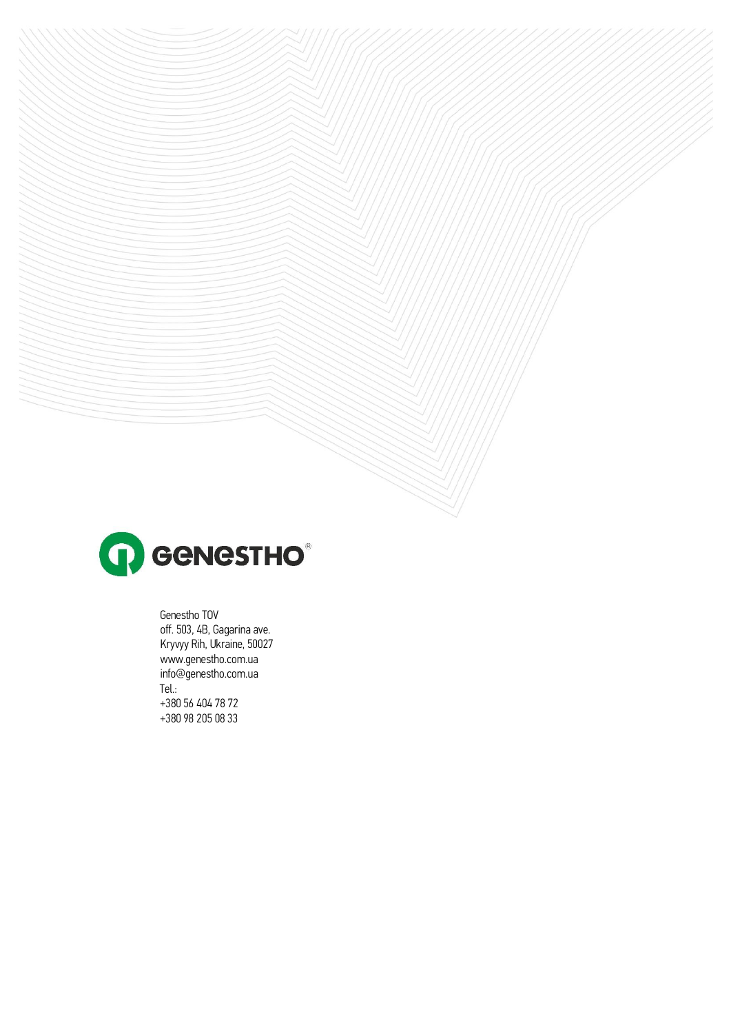GENESTHO®

Genestho TOV
off. 503, 4B, Gagarina ave.
Kryvyy Rih, Ukraine, 50027
www.genestho.com.ua
info@genestho.com.ua
Tel.:
+380 56 404 78 72
+380 98 205 08 33